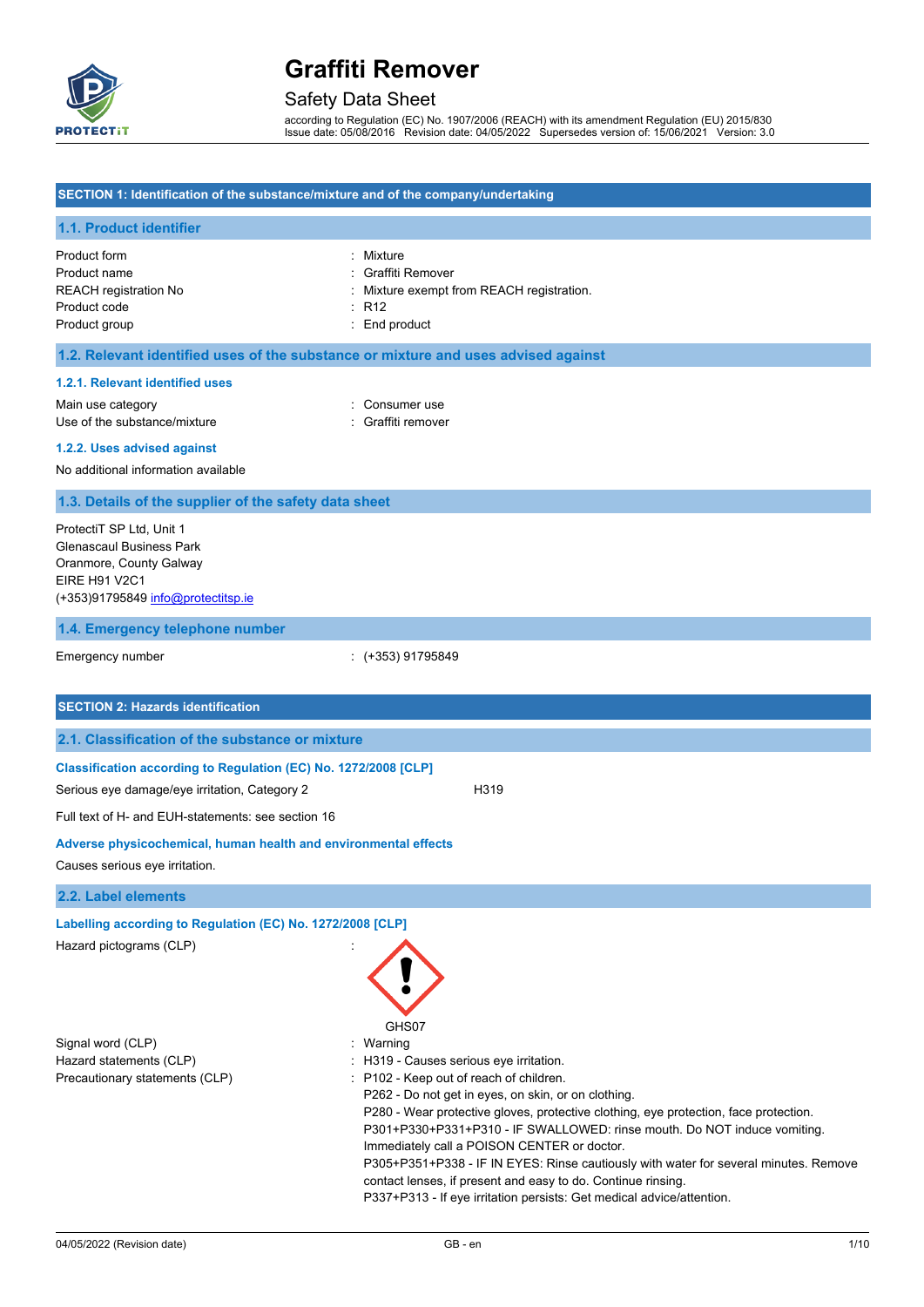# Graffiti Remover

## Safety Data Sheet

according to Regulation (EC) No. 1907/2006 (REACH) with its amendment Regulation (EU) 2015/830
Issue date: 05/08/2016 Revision date: 04/05/2022 Supersedes version of: 15/06/2021 Version: 3.0

## SECTION 1: Identification of the substance/mixture and of the company/undertaking

### 1.1. Product identifier

| | |
|---|---|
| Product form | : Mixture |
| Product name | : Graffiti Remover |
| REACH registration No | : Mixture exempt from REACH registration. |
| Product code | : R12 |
| Product group | : End product |

### 1.2. Relevant identified uses of the substance or mixture and uses advised against

#### 1.2.1. Relevant identified uses

| | |
|---|---|
| Main use category | : Consumer use |
| Use of the substance/mixture | : Graffiti remover |

#### 1.2.2. Uses advised against

No additional information available

### 1.3. Details of the supplier of the safety data sheet

ProtectiT SP Ltd, Unit 1
Glenascaul Business Park
Oranmore, County Galway
EIRE H91 V2C1
(+353)91795849 info@protectitsp.ie

### 1.4. Emergency telephone number

| | |
|---|---|
| Emergency number | : (+353) 91795849 |

## SECTION 2: Hazards identification

### 2.1. Classification of the substance or mixture

#### Classification according to Regulation (EC) No. 1272/2008 [CLP]

| | |
|---|---|
| Serious eye damage/eye irritation, Category 2 | H319 |

Full text of H- and EUH-statements: see section 16

#### Adverse physicochemical, human health and environmental effects

Causes serious eye irritation.

### 2.2. Label elements

#### Labelling according to Regulation (EC) No. 1272/2008 [CLP]

Hazard pictograms (CLP) :

GHS07

Signal word (CLP) : Warning

Hazard statements (CLP) : H319 - Causes serious eye irritation.

Precautionary statements (CLP) : P102 - Keep out of reach of children.
P262 - Do not get in eyes, on skin, or on clothing.
P280 - Wear protective gloves, protective clothing, eye protection, face protection.
P301+P330+P331+P310 - IF SWALLOWED: rinse mouth. Do NOT induce vomiting. Immediately call a POISON CENTER or doctor.
P305+P351+P338 - IF IN EYES: Rinse cautiously with water for several minutes. Remove contact lenses, if present and easy to do. Continue rinsing.
P337+P313 - If eye irritation persists: Get medical advice/attention.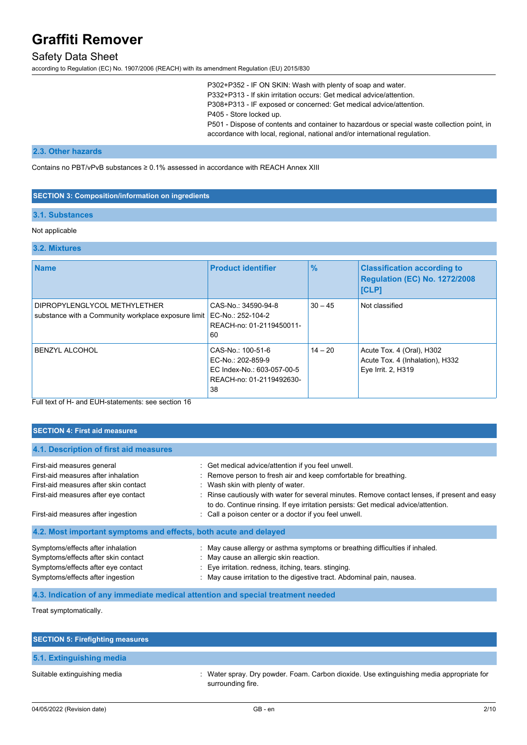P302+P352 - IF ON SKIN: Wash with plenty of soap and water.
P332+P313 - If skin irritation occurs: Get medical advice/attention.
P308+P313 - IF exposed or concerned: Get medical advice/attention.
P405 - Store locked up.
P501 - Dispose of contents and container to hazardous or special waste collection point, in accordance with local, regional, national and/or international regulation.

### 2.3. Other hazards

Contains no PBT/vPvB substances ≥ 0.1% assessed in accordance with REACH Annex XIII

## SECTION 3: Composition/information on ingredients

### 3.1. Substances

Not applicable

### 3.2. Mixtures

| Name | Product identifier | % | Classification according to Regulation (EC) No. 1272/2008 [CLP] |
|---|---|---|---|
| DIPROPYLENGLYCOL METHYLETHER<br>substance with a Community workplace exposure limit | CAS-No.: 34590-94-8<br>EC-No.: 252-104-2<br>REACH-no: 01-2119450011-60 | 30 – 45 | Not classified |
| BENZYL ALCOHOL | CAS-No.: 100-51-6<br>EC-No.: 202-859-9<br>EC Index-No.: 603-057-00-5<br>REACH-no: 01-2119492630-38 | 14 – 20 | Acute Tox. 4 (Oral), H302<br>Acute Tox. 4 (Inhalation), H332<br>Eye Irrit. 2, H319 |

Full text of H- and EUH-statements: see section 16

## SECTION 4: First aid measures

### 4.1. Description of first aid measures

First-aid measures general : Get medical advice/attention if you feel unwell.
First-aid measures after inhalation : Remove person to fresh air and keep comfortable for breathing.
First-aid measures after skin contact : Wash skin with plenty of water.
First-aid measures after eye contact : Rinse cautiously with water for several minutes. Remove contact lenses, if present and easy to do. Continue rinsing. If eye irritation persists: Get medical advice/attention.
First-aid measures after ingestion : Call a poison center or a doctor if you feel unwell.

### 4.2. Most important symptoms and effects, both acute and delayed

Symptoms/effects after inhalation : May cause allergy or asthma symptoms or breathing difficulties if inhaled.
Symptoms/effects after skin contact : May cause an allergic skin reaction.
Symptoms/effects after eye contact : Eye irritation. redness, itching, tears. stinging.
Symptoms/effects after ingestion : May cause irritation to the digestive tract. Abdominal pain, nausea.

### 4.3. Indication of any immediate medical attention and special treatment needed

Treat symptomatically.

## SECTION 5: Firefighting measures

### 5.1. Extinguishing media

Suitable extinguishing media : Water spray. Dry powder. Foam. Carbon dioxide. Use extinguishing media appropriate for surrounding fire.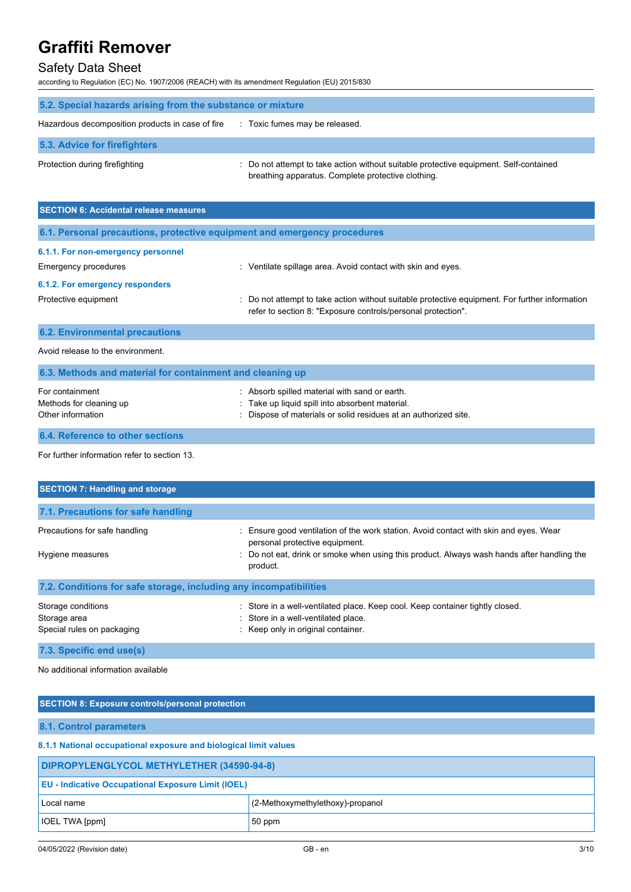### 5.2. Special hazards arising from the substance or mixture

Hazardous decomposition products in case of fire : Toxic fumes may be released.

### 5.3. Advice for firefighters

Protection during firefighting : Do not attempt to take action without suitable protective equipment. Self-contained breathing apparatus. Complete protective clothing.

## SECTION 6: Accidental release measures

### 6.1. Personal precautions, protective equipment and emergency procedures

#### 6.1.1. For non-emergency personnel

Emergency procedures : Ventilate spillage area. Avoid contact with skin and eyes.

#### 6.1.2. For emergency responders

Protective equipment : Do not attempt to take action without suitable protective equipment. For further information refer to section 8: "Exposure controls/personal protection".

### 6.2. Environmental precautions

Avoid release to the environment.

### 6.3. Methods and material for containment and cleaning up

For containment : Absorb spilled material with sand or earth.

Methods for cleaning up : Take up liquid spill into absorbent material.

Other information : Dispose of materials or solid residues at an authorized site.

### 6.4. Reference to other sections

For further information refer to section 13.

## SECTION 7: Handling and storage

### 7.1. Precautions for safe handling

Precautions for safe handling : Ensure good ventilation of the work station. Avoid contact with skin and eyes. Wear personal protective equipment.

Hygiene measures : Do not eat, drink or smoke when using this product. Always wash hands after handling the product.

### 7.2. Conditions for safe storage, including any incompatibilities

Storage conditions : Store in a well-ventilated place. Keep cool. Keep container tightly closed.

Storage area : Store in a well-ventilated place.

Special rules on packaging : Keep only in original container.

### 7.3. Specific end use(s)

No additional information available

## SECTION 8: Exposure controls/personal protection

### 8.1. Control parameters

#### 8.1.1 National occupational exposure and biological limit values

| DIPROPYLENGLYCOL METHYLETHER (34590-94-8) | |
|---|---|
| **EU - Indicative Occupational Exposure Limit (IOEL)** | |
| Local name | (2-Methoxymethylethoxy)-propanol |
| IOEL TWA [ppm] | 50 ppm |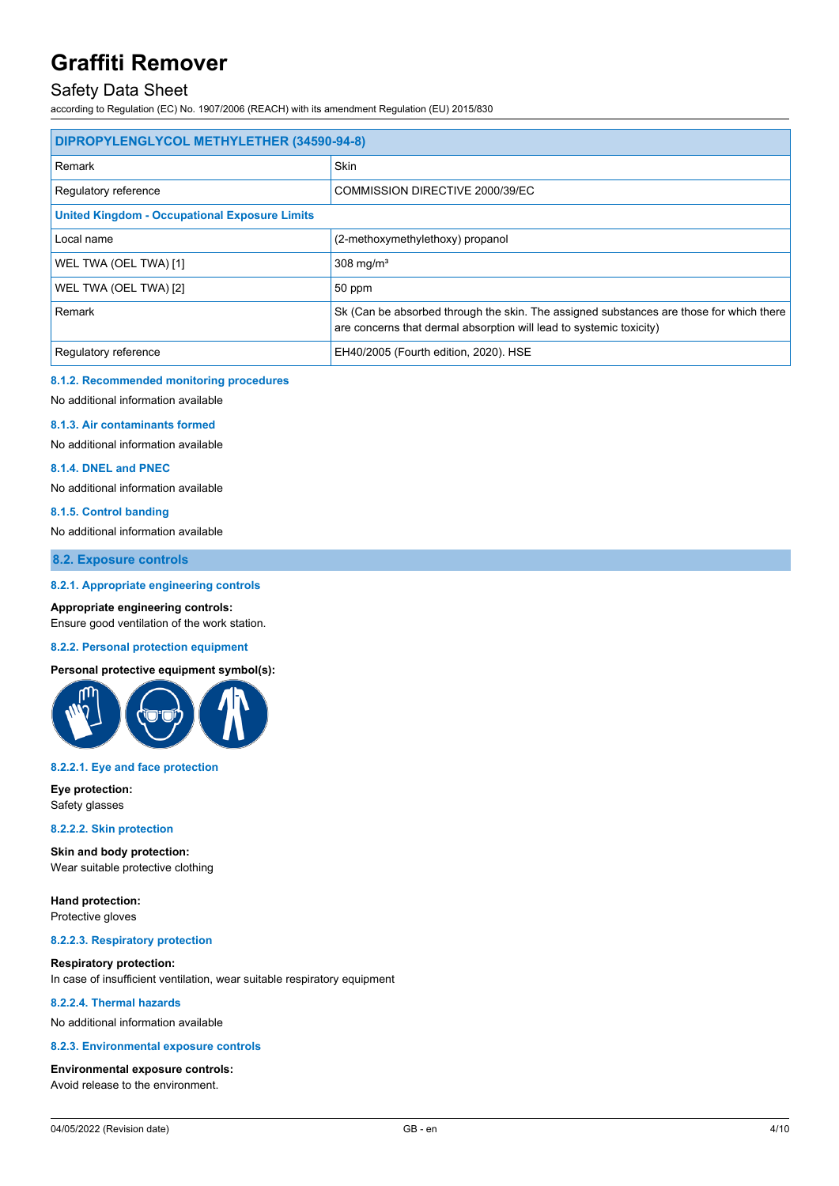| DIPROPYLENGLYCOL METHYLETHER (34590-94-8) | |
|---|---|
| Remark | Skin |
| Regulatory reference | COMMISSION DIRECTIVE 2000/39/EC |
| **United Kingdom - Occupational Exposure Limits** | |
| Local name | (2-methoxymethylethoxy) propanol |
| WEL TWA (OEL TWA) [1] | 308 mg/m³ |
| WEL TWA (OEL TWA) [2] | 50 ppm |
| Remark | Sk (Can be absorbed through the skin. The assigned substances are those for which there are concerns that dermal absorption will lead to systemic toxicity) |
| Regulatory reference | EH40/2005 (Fourth edition, 2020). HSE |

#### 8.1.2. Recommended monitoring procedures

No additional information available

#### 8.1.3. Air contaminants formed

No additional information available

#### 8.1.4. DNEL and PNEC

No additional information available

#### 8.1.5. Control banding

No additional information available

### 8.2. Exposure controls

#### 8.2.1. Appropriate engineering controls

**Appropriate engineering controls:**
Ensure good ventilation of the work station.

#### 8.2.2. Personal protection equipment

**Personal protective equipment symbol(s):**

#### 8.2.2.1. Eye and face protection

**Eye protection:**
Safety glasses

#### 8.2.2.2. Skin protection

**Skin and body protection:**
Wear suitable protective clothing

**Hand protection:**
Protective gloves

#### 8.2.2.3. Respiratory protection

**Respiratory protection:**
In case of insufficient ventilation, wear suitable respiratory equipment

#### 8.2.2.4. Thermal hazards

No additional information available

#### 8.2.3. Environmental exposure controls

**Environmental exposure controls:**
Avoid release to the environment.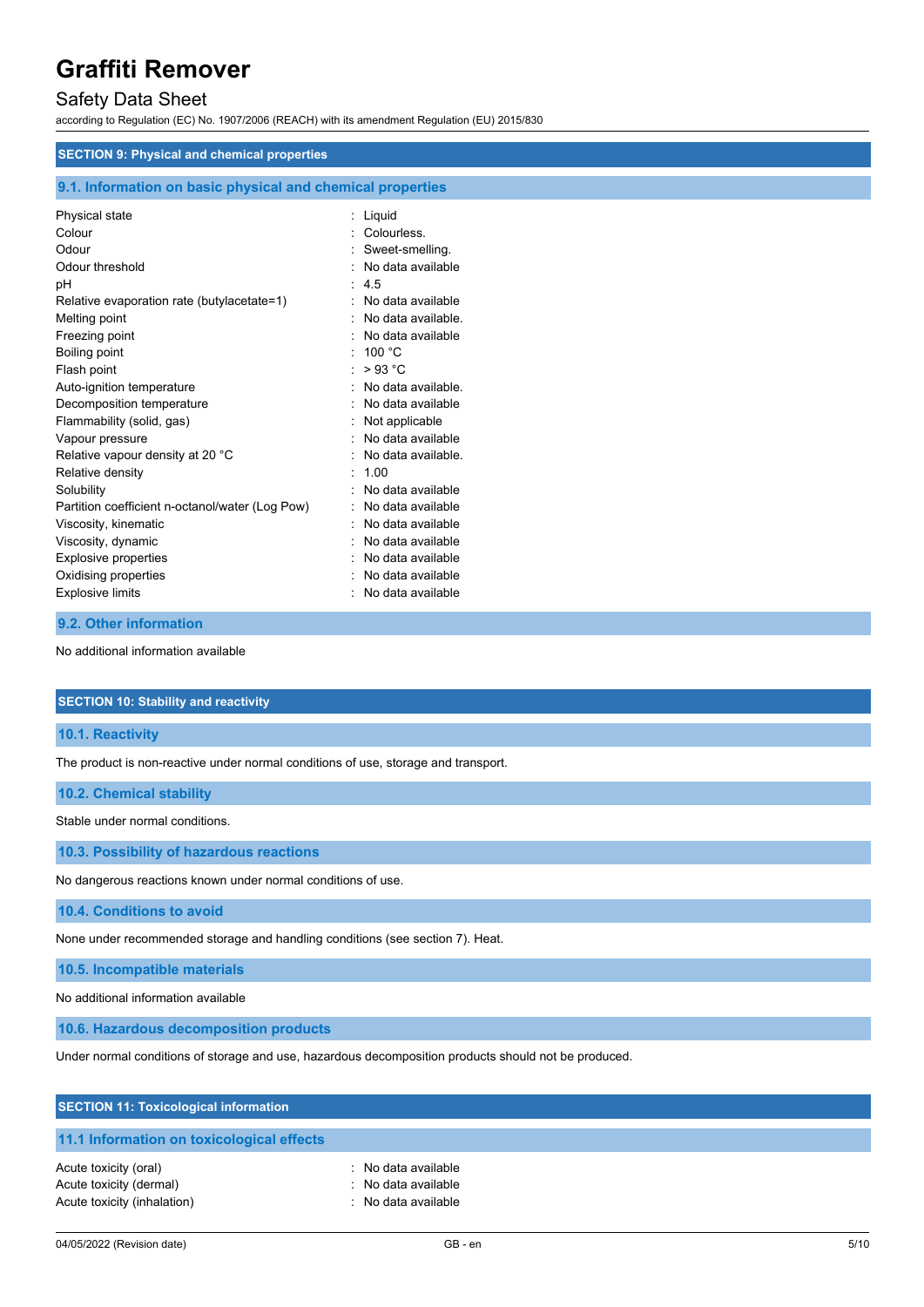## SECTION 9: Physical and chemical properties

### 9.1. Information on basic physical and chemical properties

| | |
|---|---|
| Physical state | : Liquid |
| Colour | : Colourless. |
| Odour | : Sweet-smelling. |
| Odour threshold | : No data available |
| pH | : 4.5 |
| Relative evaporation rate (butylacetate=1) | : No data available |
| Melting point | : No data available. |
| Freezing point | : No data available |
| Boiling point | : 100 °C |
| Flash point | : > 93 °C |
| Auto-ignition temperature | : No data available. |
| Decomposition temperature | : No data available |
| Flammability (solid, gas) | : Not applicable |
| Vapour pressure | : No data available |
| Relative vapour density at 20 °C | : No data available. |
| Relative density | : 1.00 |
| Solubility | : No data available |
| Partition coefficient n-octanol/water (Log Pow) | : No data available |
| Viscosity, kinematic | : No data available |
| Viscosity, dynamic | : No data available |
| Explosive properties | : No data available |
| Oxidising properties | : No data available |
| Explosive limits | : No data available |

### 9.2. Other information

No additional information available

## SECTION 10: Stability and reactivity

### 10.1. Reactivity

The product is non-reactive under normal conditions of use, storage and transport.

### 10.2. Chemical stability

Stable under normal conditions.

### 10.3. Possibility of hazardous reactions

No dangerous reactions known under normal conditions of use.

### 10.4. Conditions to avoid

None under recommended storage and handling conditions (see section 7). Heat.

### 10.5. Incompatible materials

No additional information available

### 10.6. Hazardous decomposition products

Under normal conditions of storage and use, hazardous decomposition products should not be produced.

## SECTION 11: Toxicological information

### 11.1 Information on toxicological effects

| | |
|---|---|
| Acute toxicity (oral) | : No data available |
| Acute toxicity (dermal) | : No data available |
| Acute toxicity (inhalation) | : No data available |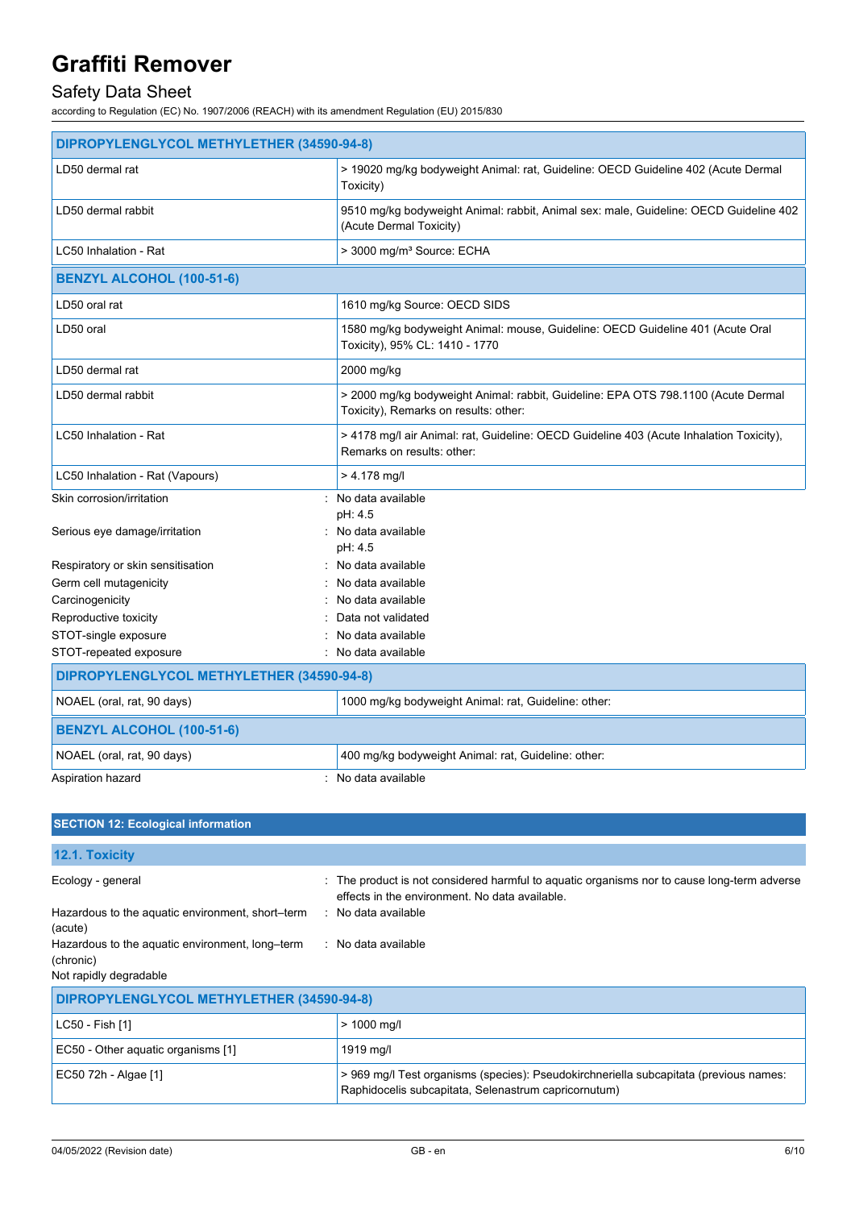| DIPROPYLENGLYCOL METHYLETHER (34590-94-8) | |
|---|---|
| LD50 dermal rat | > 19020 mg/kg bodyweight Animal: rat, Guideline: OECD Guideline 402 (Acute Dermal Toxicity) |
| LD50 dermal rabbit | 9510 mg/kg bodyweight Animal: rabbit, Animal sex: male, Guideline: OECD Guideline 402 (Acute Dermal Toxicity) |
| LC50 Inhalation - Rat | > 3000 mg/m³ Source: ECHA |

| BENZYL ALCOHOL (100-51-6) | |
|---|---|
| LD50 oral rat | 1610 mg/kg Source: OECD SIDS |
| LD50 oral | 1580 mg/kg bodyweight Animal: mouse, Guideline: OECD Guideline 401 (Acute Oral Toxicity), 95% CL: 1410 - 1770 |
| LD50 dermal rat | 2000 mg/kg |
| LD50 dermal rabbit | > 2000 mg/kg bodyweight Animal: rabbit, Guideline: EPA OTS 798.1100 (Acute Dermal Toxicity), Remarks on results: other: |
| LC50 Inhalation - Rat | > 4178 mg/l air Animal: rat, Guideline: OECD Guideline 403 (Acute Inhalation Toxicity), Remarks on results: other: |
| LC50 Inhalation - Rat (Vapours) | > 4.178 mg/l |

Skin corrosion/irritation : No data available
pH: 4.5

Serious eye damage/irritation : No data available
pH: 4.5

Respiratory or skin sensitisation : No data available

Germ cell mutagenicity : No data available

Carcinogenicity : No data available

Reproductive toxicity : Data not validated

STOT-single exposure : No data available

STOT-repeated exposure : No data available

| DIPROPYLENGLYCOL METHYLETHER (34590-94-8) | |
|---|---|
| NOAEL (oral, rat, 90 days) | 1000 mg/kg bodyweight Animal: rat, Guideline: other: |

| BENZYL ALCOHOL (100-51-6) | |
|---|---|
| NOAEL (oral, rat, 90 days) | 400 mg/kg bodyweight Animal: rat, Guideline: other: |

Aspiration hazard : No data available

## SECTION 12: Ecological information

### 12.1. Toxicity

Ecology - general : The product is not considered harmful to aquatic organisms nor to cause long-term adverse effects in the environment. No data available.

Hazardous to the aquatic environment, short–term (acute) : No data available

Hazardous to the aquatic environment, long–term (chronic) : No data available

Not rapidly degradable

| DIPROPYLENGLYCOL METHYLETHER (34590-94-8) | |
|---|---|
| LC50 - Fish [1] | > 1000 mg/l |
| EC50 - Other aquatic organisms [1] | 1919 mg/l |
| EC50 72h - Algae [1] | > 969 mg/l Test organisms (species): Pseudokirchneriella subcapitata (previous names: Raphidocelis subcapitata, Selenastrum capricornutum) |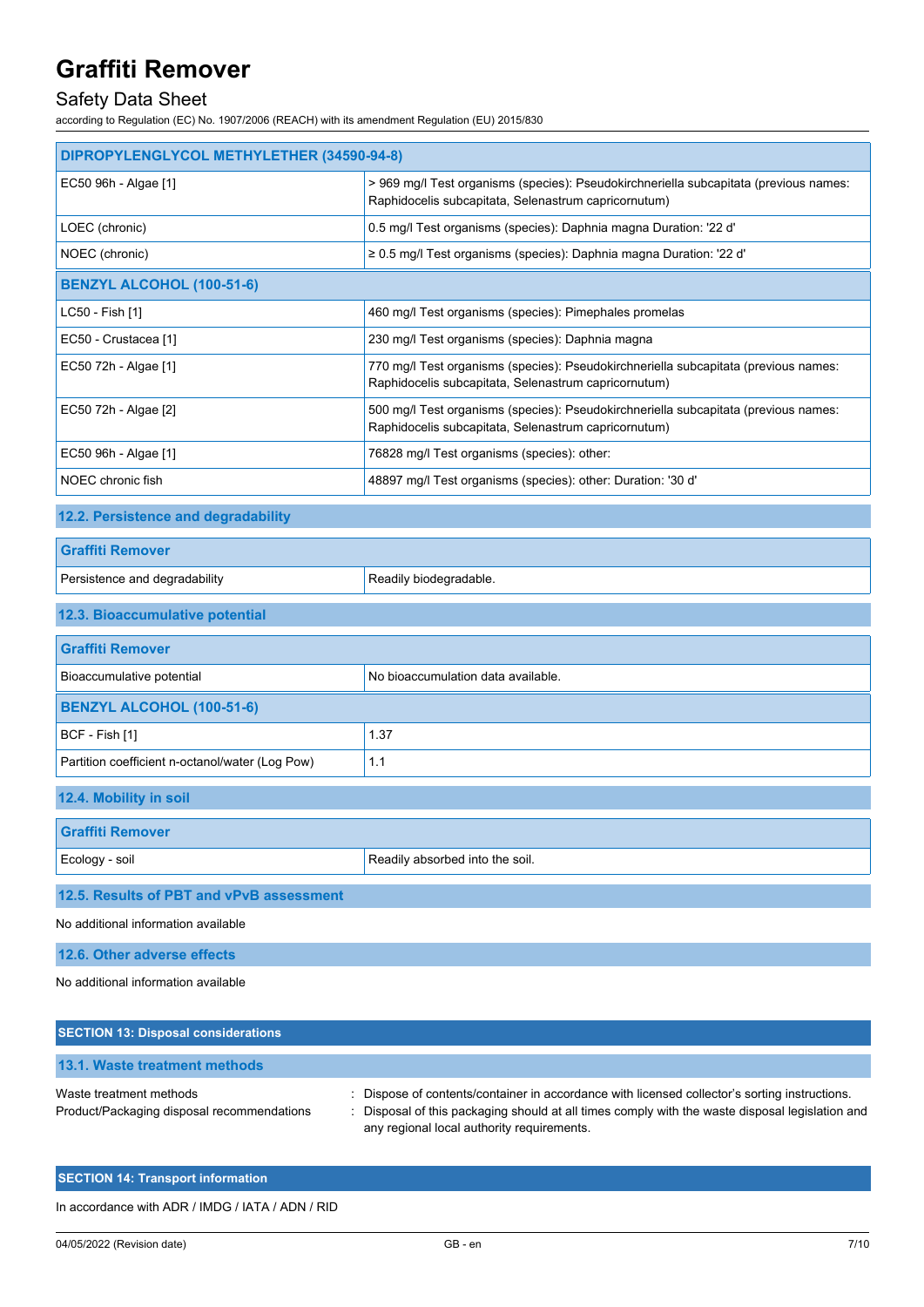| DIPROPYLENGLYCOL METHYLETHER (34590-94-8) | |
|---|---|
| EC50 96h - Algae [1] | > 969 mg/l Test organisms (species): Pseudokirchneriella subcapitata (previous names: Raphidocelis subcapitata, Selenastrum capricornutum) |
| LOEC (chronic) | 0.5 mg/l Test organisms (species): Daphnia magna Duration: '22 d' |
| NOEC (chronic) | ≥ 0.5 mg/l Test organisms (species): Daphnia magna Duration: '22 d' |
| **BENZYL ALCOHOL (100-51-6)** | |
| LC50 - Fish [1] | 460 mg/l Test organisms (species): Pimephales promelas |
| EC50 - Crustacea [1] | 230 mg/l Test organisms (species): Daphnia magna |
| EC50 72h - Algae [1] | 770 mg/l Test organisms (species): Pseudokirchneriella subcapitata (previous names: Raphidocelis subcapitata, Selenastrum capricornutum) |
| EC50 72h - Algae [2] | 500 mg/l Test organisms (species): Pseudokirchneriella subcapitata (previous names: Raphidocelis subcapitata, Selenastrum capricornutum) |
| EC50 96h - Algae [1] | 76828 mg/l Test organisms (species): other: |
| NOEC chronic fish | 48897 mg/l Test organisms (species): other: Duration: '30 d' |

### 12.2. Persistence and degradability

| Graffiti Remover | |
|---|---|
| Persistence and degradability | Readily biodegradable. |

### 12.3. Bioaccumulative potential

| Graffiti Remover | |
|---|---|
| Bioaccumulative potential | No bioaccumulation data available. |
| **BENZYL ALCOHOL (100-51-6)** | |
| BCF - Fish [1] | 1.37 |
| Partition coefficient n-octanol/water (Log Pow) | 1.1 |

### 12.4. Mobility in soil

| Graffiti Remover | |
|---|---|
| Ecology - soil | Readily absorbed into the soil. |

### 12.5. Results of PBT and vPvB assessment

No additional information available

### 12.6. Other adverse effects

No additional information available

## SECTION 13: Disposal considerations

### 13.1. Waste treatment methods

Waste treatment methods : Dispose of contents/container in accordance with licensed collector's sorting instructions.

Product/Packaging disposal recommendations : Disposal of this packaging should at all times comply with the waste disposal legislation and any regional local authority requirements.

## SECTION 14: Transport information

In accordance with ADR / IMDG / IATA / ADN / RID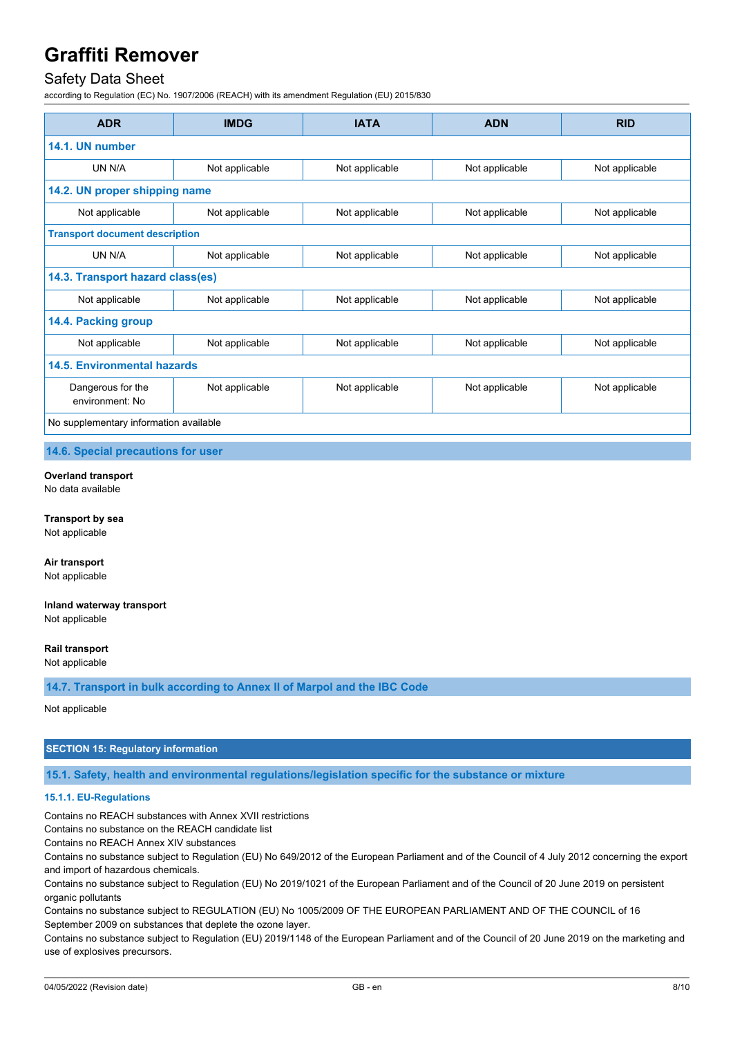| ADR | IMDG | IATA | ADN | RID |
|---|---|---|---|---|
| **14.1. UN number** | | | | |
| UN N/A | Not applicable | Not applicable | Not applicable | Not applicable |
| **14.2. UN proper shipping name** | | | | |
| Not applicable | Not applicable | Not applicable | Not applicable | Not applicable |
| **Transport document description** | | | | |
| UN N/A | Not applicable | Not applicable | Not applicable | Not applicable |
| **14.3. Transport hazard class(es)** | | | | |
| Not applicable | Not applicable | Not applicable | Not applicable | Not applicable |
| **14.4. Packing group** | | | | |
| Not applicable | Not applicable | Not applicable | Not applicable | Not applicable |
| **14.5. Environmental hazards** | | | | |
| Dangerous for the environment: No | Not applicable | Not applicable | Not applicable | Not applicable |
| No supplementary information available | | | | |

### 14.6. Special precautions for user

**Overland transport**
No data available

**Transport by sea**
Not applicable

**Air transport**
Not applicable

**Inland waterway transport**
Not applicable

**Rail transport**
Not applicable

### 14.7. Transport in bulk according to Annex II of Marpol and the IBC Code

Not applicable

## SECTION 15: Regulatory information

### 15.1. Safety, health and environmental regulations/legislation specific for the substance or mixture

#### 15.1.1. EU-Regulations

Contains no REACH substances with Annex XVII restrictions
Contains no substance on the REACH candidate list
Contains no REACH Annex XIV substances
Contains no substance subject to Regulation (EU) No 649/2012 of the European Parliament and of the Council of 4 July 2012 concerning the export and import of hazardous chemicals.
Contains no substance subject to Regulation (EU) No 2019/1021 of the European Parliament and of the Council of 20 June 2019 on persistent organic pollutants
Contains no substance subject to REGULATION (EU) No 1005/2009 OF THE EUROPEAN PARLIAMENT AND OF THE COUNCIL of 16 September 2009 on substances that deplete the ozone layer.
Contains no substance subject to Regulation (EU) 2019/1148 of the European Parliament and of the Council of 20 June 2019 on the marketing and use of explosives precursors.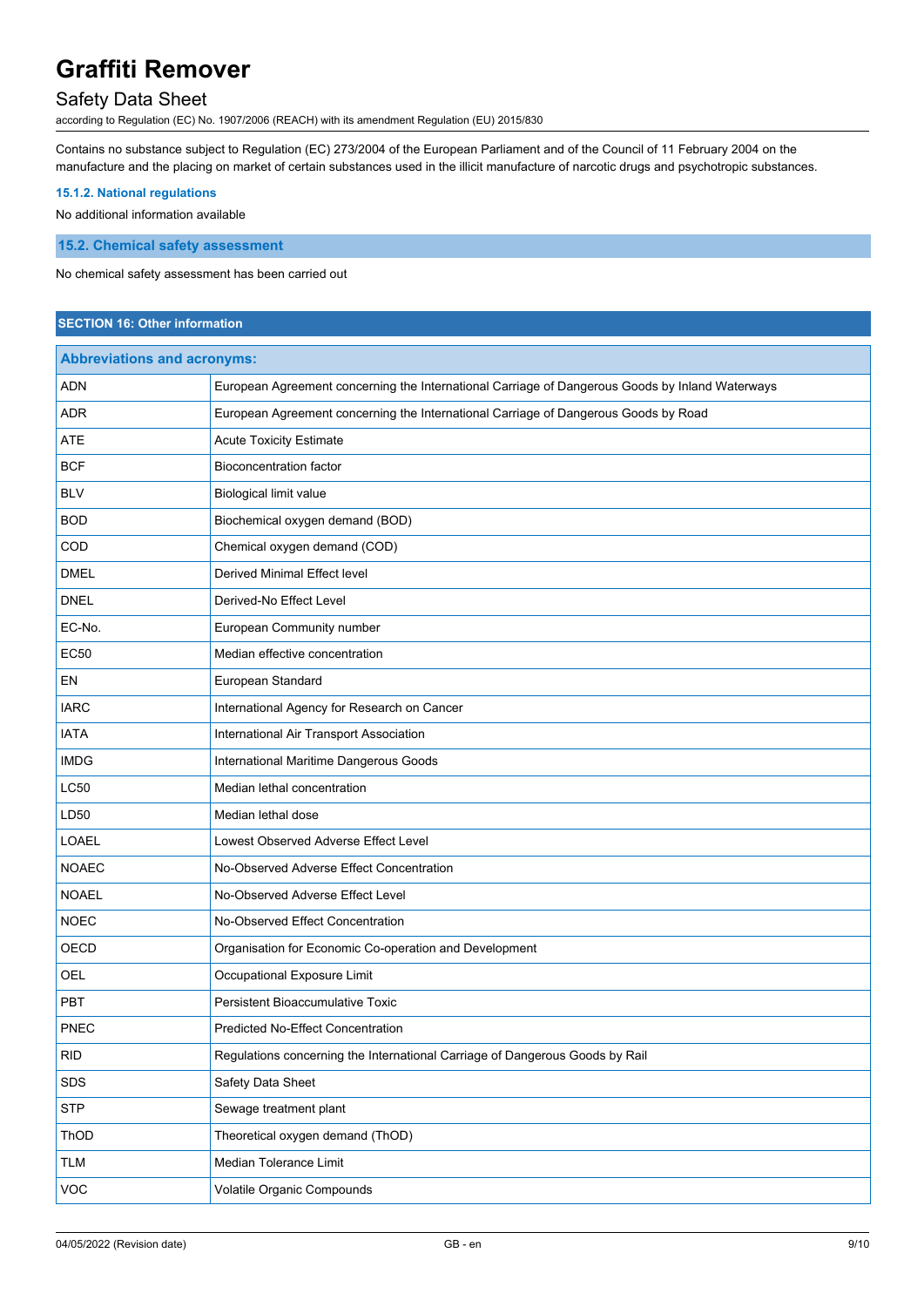Contains no substance subject to Regulation (EC) 273/2004 of the European Parliament and of the Council of 11 February 2004 on the manufacture and the placing on market of certain substances used in the illicit manufacture of narcotic drugs and psychotropic substances.

#### 15.1.2. National regulations

No additional information available

### 15.2. Chemical safety assessment

No chemical safety assessment has been carried out

## SECTION 16: Other information

| Abbreviations and acronyms: | |
|---|---|
| ADN | European Agreement concerning the International Carriage of Dangerous Goods by Inland Waterways |
| ADR | European Agreement concerning the International Carriage of Dangerous Goods by Road |
| ATE | Acute Toxicity Estimate |
| BCF | Bioconcentration factor |
| BLV | Biological limit value |
| BOD | Biochemical oxygen demand (BOD) |
| COD | Chemical oxygen demand (COD) |
| DMEL | Derived Minimal Effect level |
| DNEL | Derived-No Effect Level |
| EC-No. | European Community number |
| EC50 | Median effective concentration |
| EN | European Standard |
| IARC | International Agency for Research on Cancer |
| IATA | International Air Transport Association |
| IMDG | International Maritime Dangerous Goods |
| LC50 | Median lethal concentration |
| LD50 | Median lethal dose |
| LOAEL | Lowest Observed Adverse Effect Level |
| NOAEC | No-Observed Adverse Effect Concentration |
| NOAEL | No-Observed Adverse Effect Level |
| NOEC | No-Observed Effect Concentration |
| OECD | Organisation for Economic Co-operation and Development |
| OEL | Occupational Exposure Limit |
| PBT | Persistent Bioaccumulative Toxic |
| PNEC | Predicted No-Effect Concentration |
| RID | Regulations concerning the International Carriage of Dangerous Goods by Rail |
| SDS | Safety Data Sheet |
| STP | Sewage treatment plant |
| ThOD | Theoretical oxygen demand (ThOD) |
| TLM | Median Tolerance Limit |
| VOC | Volatile Organic Compounds |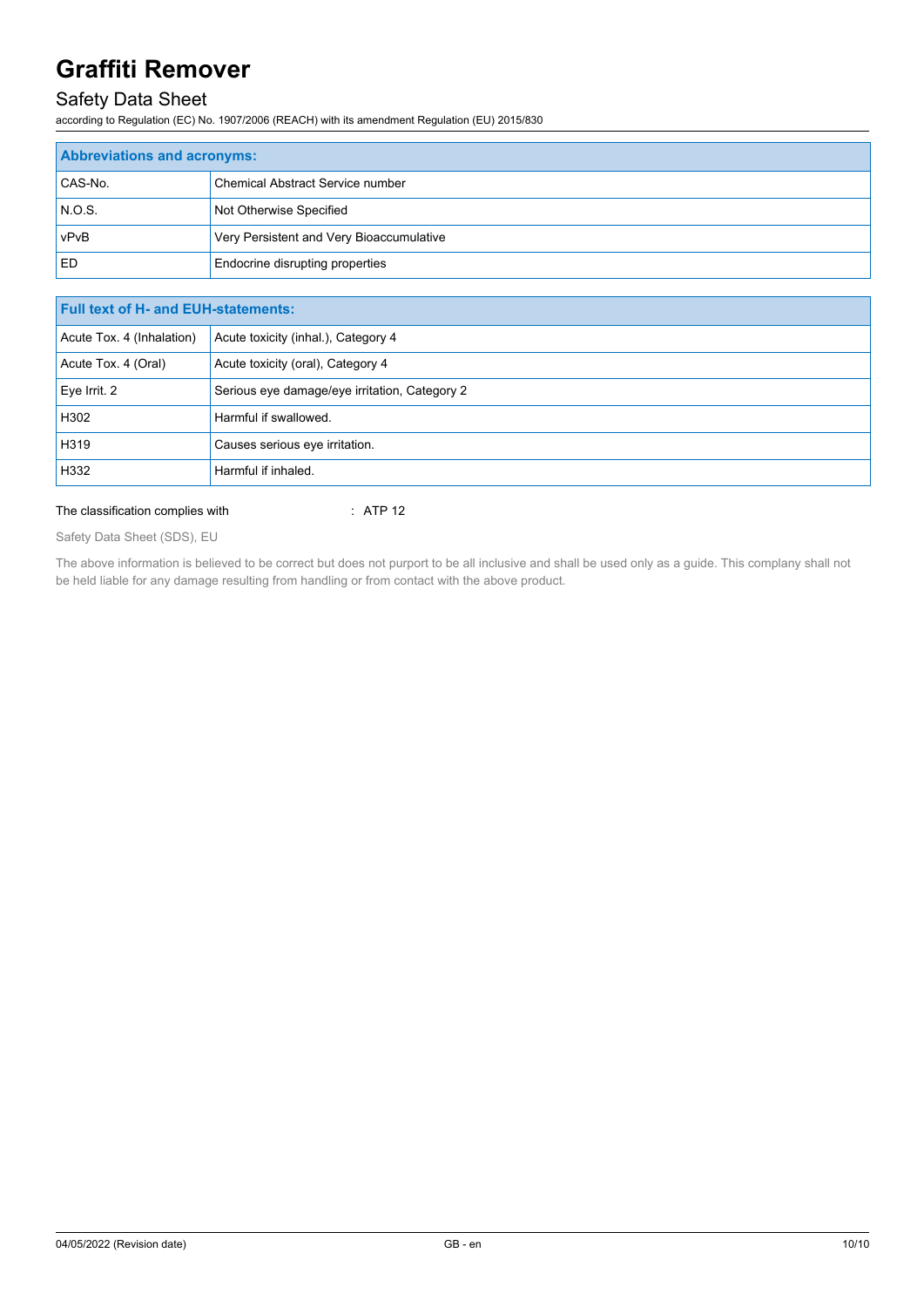# Graffiti Remover

## Safety Data Sheet

according to Regulation (EC) No. 1907/2006 (REACH) with its amendment Regulation (EU) 2015/830

| Abbreviations and acronyms: | |
|---|---|
| CAS-No. | Chemical Abstract Service number |
| N.O.S. | Not Otherwise Specified |
| vPvB | Very Persistent and Very Bioaccumulative |
| ED | Endocrine disrupting properties |

| Full text of H- and EUH-statements: | |
|---|---|
| Acute Tox. 4 (Inhalation) | Acute toxicity (inhal.), Category 4 |
| Acute Tox. 4 (Oral) | Acute toxicity (oral), Category 4 |
| Eye Irrit. 2 | Serious eye damage/eye irritation, Category 2 |
| H302 | Harmful if swallowed. |
| H319 | Causes serious eye irritation. |
| H332 | Harmful if inhaled. |

The classification complies with : ATP 12

Safety Data Sheet (SDS), EU

The above information is believed to be correct but does not purport to be all inclusive and shall be used only as a guide. This complany shall not be held liable for any damage resulting from handling or from contact with the above product.